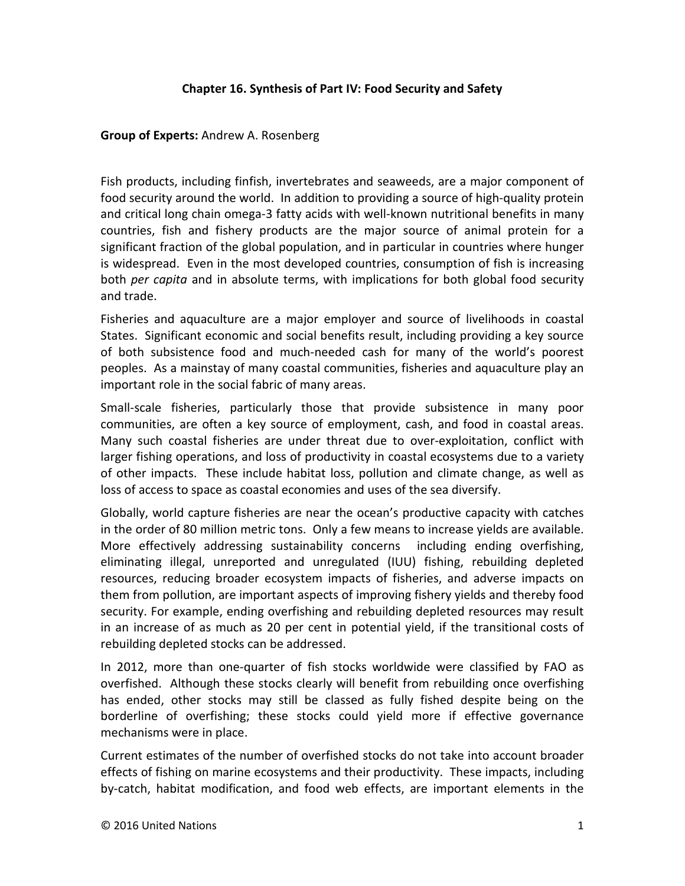# Chapter 16. Synthesis of Part IV: Food Security and Safety

**Group of Experts:** Andrew A. Rosenberg

Fish products, including finfish, invertebrates and seaweeds, are a major component of food security around the world. In addition to providing a source of high-quality protein and critical long chain omega-3 fatty acids with well-known nutritional benefits in many countries, fish and fishery products are the major source of animal protein for a significant fraction of the global population, and in particular in countries where hunger is widespread. Even in the most developed countries, consumption of fish is increasing both *per capita* and in absolute terms, with implications for both global food security and trade.

Fisheries and aquaculture are a major employer and source of livelihoods in coastal States. Significant economic and social benefits result, including providing a key source of both subsistence food and much-needed cash for many of the world's poorest peoples. As a mainstay of many coastal communities, fisheries and aquaculture play an important role in the social fabric of many areas.

Small-scale fisheries, particularly those that provide subsistence in many poor communities, are often a key source of employment, cash, and food in coastal areas. Many such coastal fisheries are under threat due to over-exploitation, conflict with larger fishing operations, and loss of productivity in coastal ecosystems due to a variety of other impacts. These include habitat loss, pollution and climate change, as well as loss of access to space as coastal economies and uses of the sea diversify.

Globally, world capture fisheries are near the ocean's productive capacity with catches in the order of 80 million metric tons. Only a few means to increase yields are available. More effectively addressing sustainability concerns including ending overfishing, eliminating illegal, unreported and unregulated (IUU) fishing, rebuilding depleted resources, reducing broader ecosystem impacts of fisheries, and adverse impacts on them from pollution, are important aspects of improving fishery yields and thereby food security. For example, ending overfishing and rebuilding depleted resources may result in an increase of as much as 20 per cent in potential yield, if the transitional costs of rebuilding depleted stocks can be addressed.

In 2012, more than one-quarter of fish stocks worldwide were classified by FAO as overfished. Although these stocks clearly will benefit from rebuilding once overfishing has ended, other stocks may still be classed as fully fished despite being on the borderline of overfishing; these stocks could yield more if effective governance mechanisms were in place.

Current estimates of the number of overfished stocks do not take into account broader effects of fishing on marine ecosystems and their productivity. These impacts, including by-catch, habitat modification, and food web effects, are important elements in the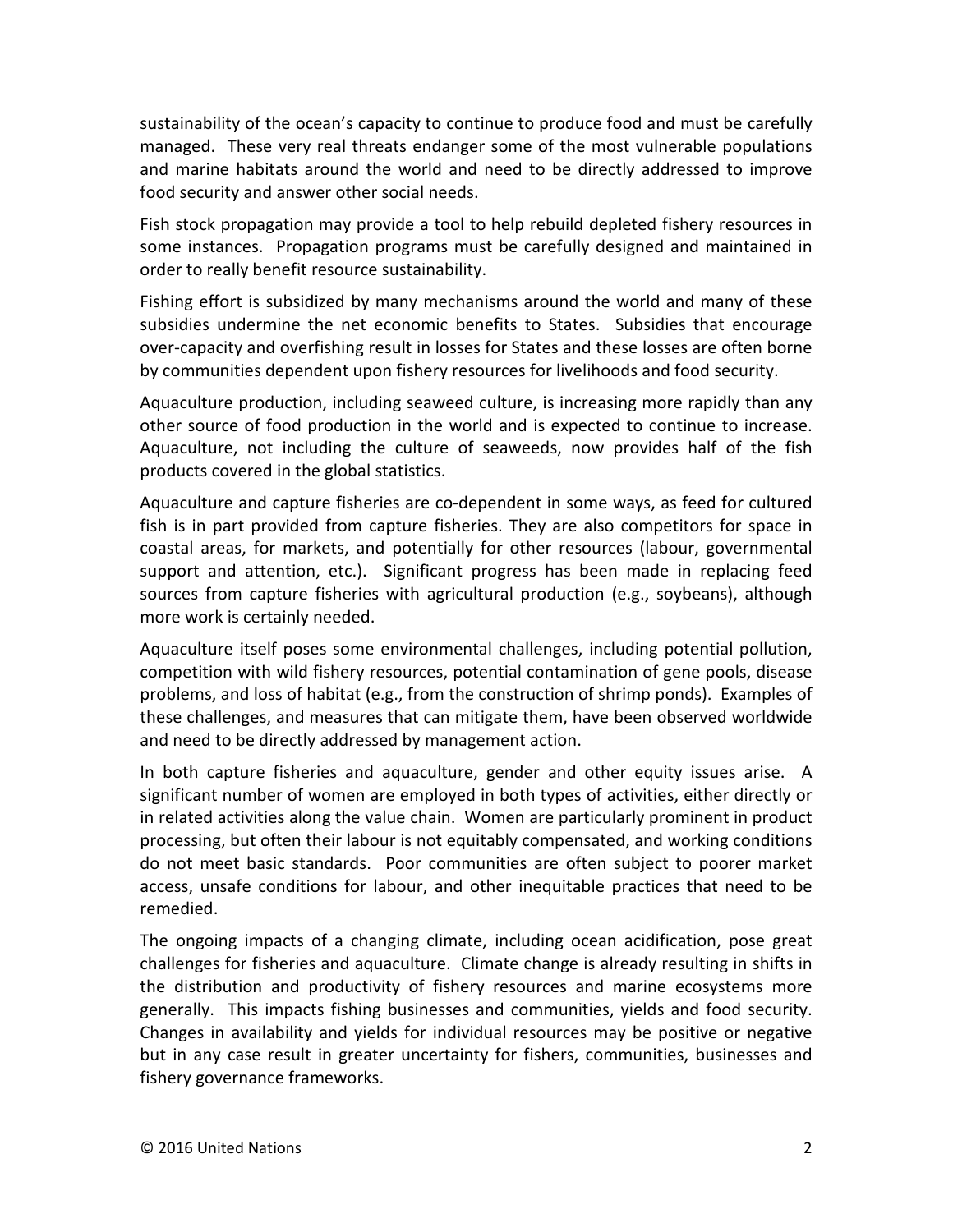sustainability of the ocean's capacity to continue to produce food and must be carefully managed. These very real threats endanger some of the most vulnerable populations and marine habitats around the world and need to be directly addressed to improve food security and answer other social needs.

Fish stock propagation may provide a tool to help rebuild depleted fishery resources in some instances. Propagation programs must be carefully designed and maintained in order to really benefit resource sustainability.

Fishing effort is subsidized by many mechanisms around the world and many of these subsidies undermine the net economic benefits to States. Subsidies that encourage over-capacity and overfishing result in losses for States and these losses are often borne by communities dependent upon fishery resources for livelihoods and food security.

Aquaculture production, including seaweed culture, is increasing more rapidly than any other source of food production in the world and is expected to continue to increase. Aquaculture, not including the culture of seaweeds, now provides half of the fish products covered in the global statistics.

Aquaculture and capture fisheries are co-dependent in some ways, as feed for cultured fish is in part provided from capture fisheries. They are also competitors for space in coastal areas, for markets, and potentially for other resources (labour, governmental support and attention, etc.). Significant progress has been made in replacing feed sources from capture fisheries with agricultural production (e.g., soybeans), although more work is certainly needed.

Aquaculture itself poses some environmental challenges, including potential pollution, competition with wild fishery resources, potential contamination of gene pools, disease problems, and loss of habitat (e.g., from the construction of shrimp ponds). Examples of these challenges, and measures that can mitigate them, have been observed worldwide and need to be directly addressed by management action.

In both capture fisheries and aquaculture, gender and other equity issues arise. A significant number of women are employed in both types of activities, either directly or in related activities along the value chain. Women are particularly prominent in product processing, but often their labour is not equitably compensated, and working conditions do not meet basic standards. Poor communities are often subject to poorer market access, unsafe conditions for labour, and other inequitable practices that need to be remedied.

The ongoing impacts of a changing climate, including ocean acidification, pose great challenges for fisheries and aquaculture. Climate change is already resulting in shifts in the distribution and productivity of fishery resources and marine ecosystems more generally. This impacts fishing businesses and communities, yields and food security. Changes in availability and yields for individual resources may be positive or negative but in any case result in greater uncertainty for fishers, communities, businesses and fishery governance frameworks.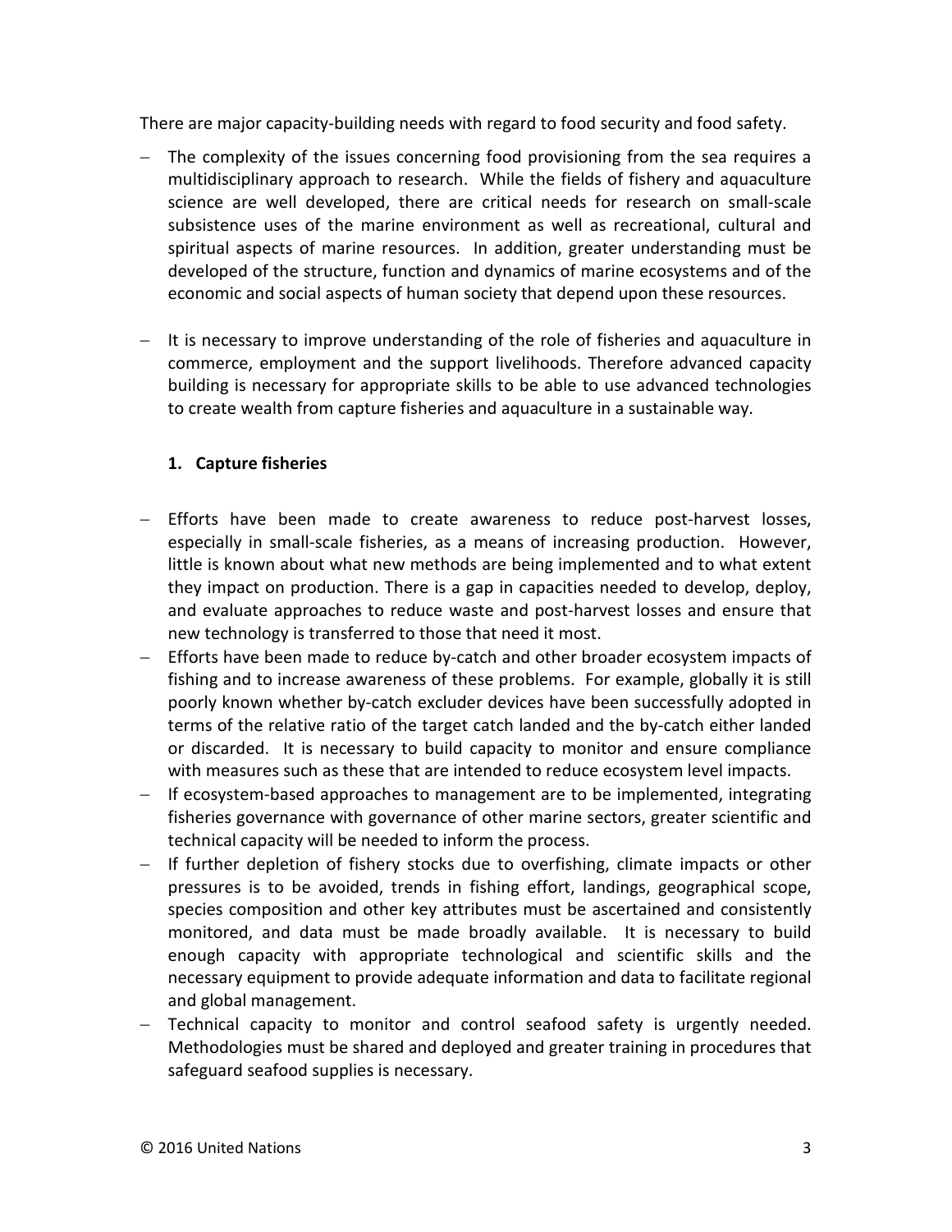There are major capacity-building needs with regard to food security and food safety.

- The complexity of the issues concerning food provisioning from the sea requires a multidisciplinary approach to research. While the fields of fishery and aquaculture science are well developed, there are critical needs for research on small-scale subsistence uses of the marine environment as well as recreational, cultural and spiritual aspects of marine resources. In addition, greater understanding must be developed of the structure, function and dynamics of marine ecosystems and of the economic and social aspects of human society that depend upon these resources.

- It is necessary to improve understanding of the role of fisheries and aquaculture in commerce, employment and the support livelihoods. Therefore advanced capacity building is necessary for appropriate skills to be able to use advanced technologies to create wealth from capture fisheries and aquaculture in a sustainable way.

## 1. Capture fisheries

- Efforts have been made to create awareness to reduce post-harvest losses, especially in small-scale fisheries, as a means of increasing production. However, little is known about what new methods are being implemented and to what extent they impact on production. There is a gap in capacities needed to develop, deploy, and evaluate approaches to reduce waste and post-harvest losses and ensure that new technology is transferred to those that need it most.
- Efforts have been made to reduce by-catch and other broader ecosystem impacts of fishing and to increase awareness of these problems. For example, globally it is still poorly known whether by-catch excluder devices have been successfully adopted in terms of the relative ratio of the target catch landed and the by-catch either landed or discarded. It is necessary to build capacity to monitor and ensure compliance with measures such as these that are intended to reduce ecosystem level impacts.
- If ecosystem-based approaches to management are to be implemented, integrating fisheries governance with governance of other marine sectors, greater scientific and technical capacity will be needed to inform the process.
- If further depletion of fishery stocks due to overfishing, climate impacts or other pressures is to be avoided, trends in fishing effort, landings, geographical scope, species composition and other key attributes must be ascertained and consistently monitored, and data must be made broadly available. It is necessary to build enough capacity with appropriate technological and scientific skills and the necessary equipment to provide adequate information and data to facilitate regional and global management.
- Technical capacity to monitor and control seafood safety is urgently needed. Methodologies must be shared and deployed and greater training in procedures that safeguard seafood supplies is necessary.

© 2016 United Nations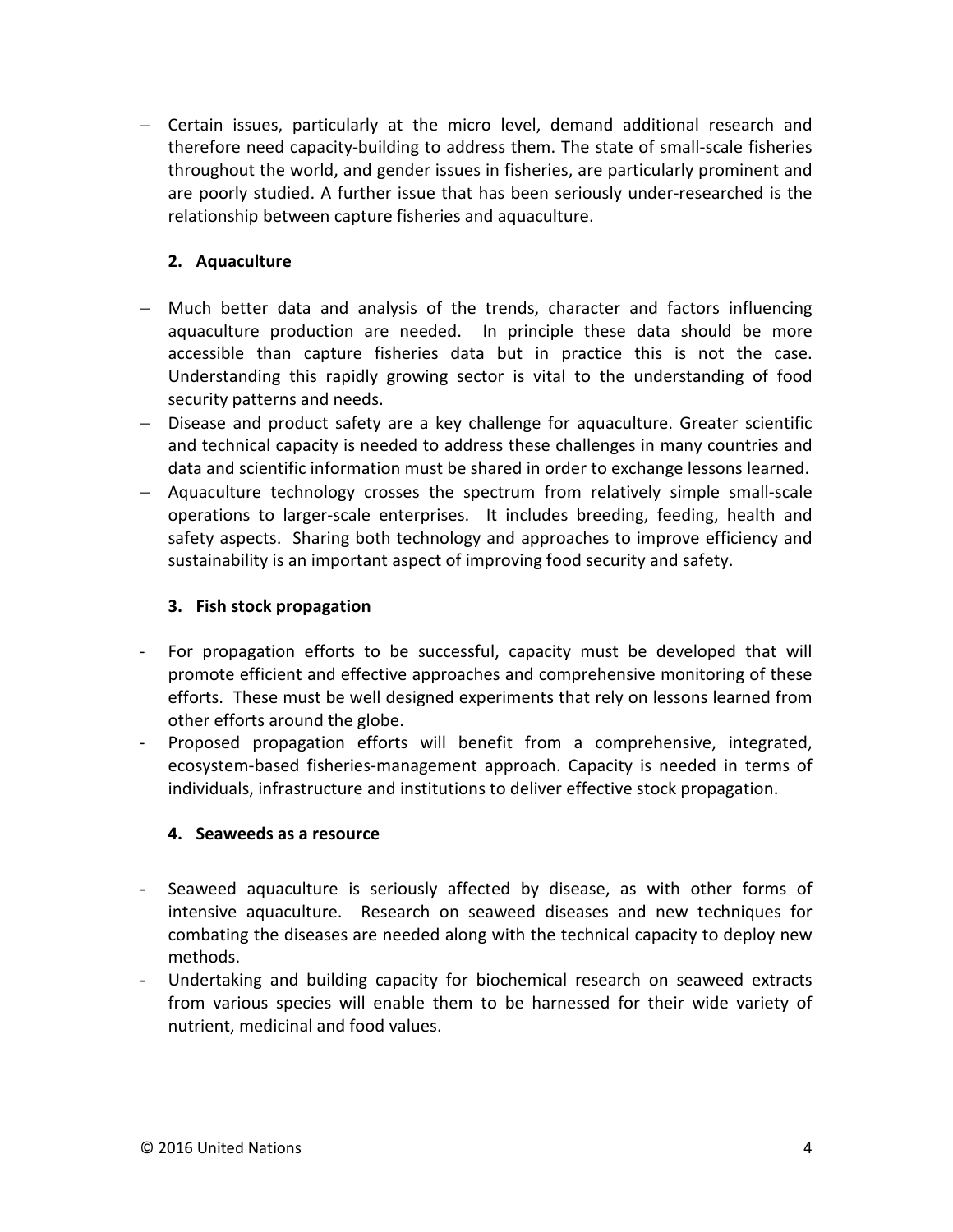- Certain issues, particularly at the micro level, demand additional research and therefore need capacity-building to address them. The state of small-scale fisheries throughout the world, and gender issues in fisheries, are particularly prominent and are poorly studied. A further issue that has been seriously under-researched is the relationship between capture fisheries and aquaculture.

### 2. Aquaculture

- Much better data and analysis of the trends, character and factors influencing aquaculture production are needed. In principle these data should be more accessible than capture fisheries data but in practice this is not the case. Understanding this rapidly growing sector is vital to the understanding of food security patterns and needs.
- Disease and product safety are a key challenge for aquaculture. Greater scientific and technical capacity is needed to address these challenges in many countries and data and scientific information must be shared in order to exchange lessons learned.
- Aquaculture technology crosses the spectrum from relatively simple small-scale operations to larger-scale enterprises. It includes breeding, feeding, health and safety aspects. Sharing both technology and approaches to improve efficiency and sustainability is an important aspect of improving food security and safety.

### 3. Fish stock propagation

- For propagation efforts to be successful, capacity must be developed that will promote efficient and effective approaches and comprehensive monitoring of these efforts. These must be well designed experiments that rely on lessons learned from other efforts around the globe.
- Proposed propagation efforts will benefit from a comprehensive, integrated, ecosystem-based fisheries-management approach. Capacity is needed in terms of individuals, infrastructure and institutions to deliver effective stock propagation.

### 4. Seaweeds as a resource

- Seaweed aquaculture is seriously affected by disease, as with other forms of intensive aquaculture. Research on seaweed diseases and new techniques for combating the diseases are needed along with the technical capacity to deploy new methods.
- Undertaking and building capacity for biochemical research on seaweed extracts from various species will enable them to be harnessed for their wide variety of nutrient, medicinal and food values.

© 2016 United Nations